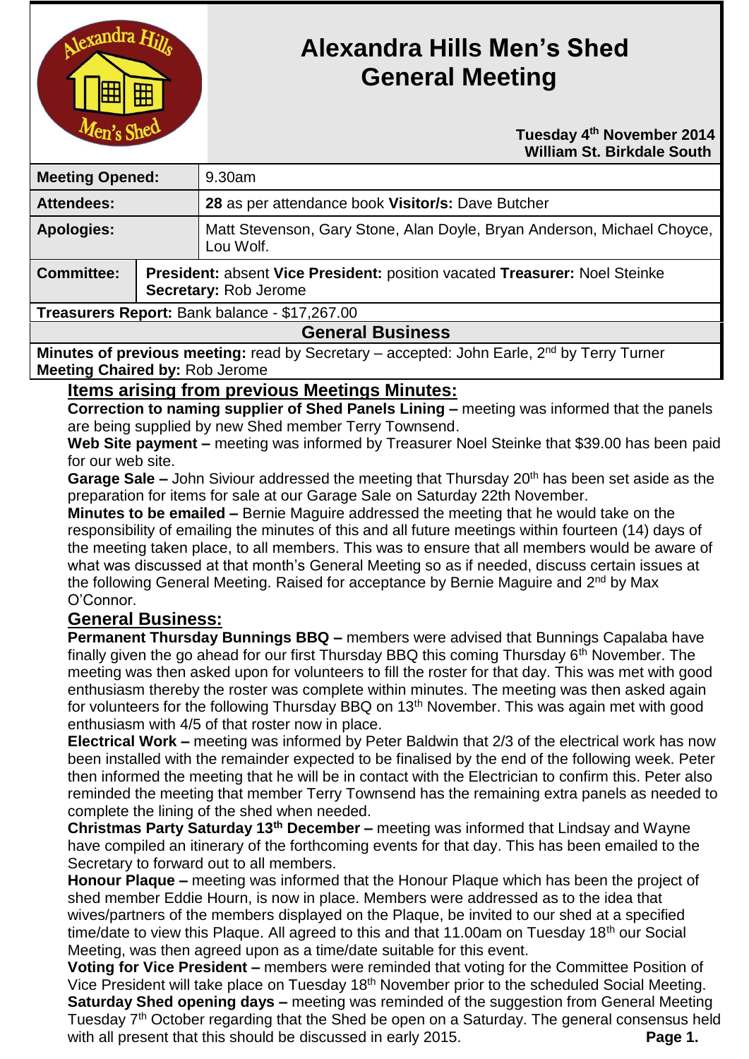# Alexandra Hills Men's Shed General Meeting

**Tuesday 4th November 2014**
**William St. Birkdale South**

| | |
|---|---|
| **Meeting Opened:** | 9.30am |
| **Attendees:** | **28** as per attendance book **Visitor/s:** Dave Butcher |
| **Apologies:** | Matt Stevenson, Gary Stone, Alan Doyle, Bryan Anderson, Michael Choyce, Lou Wolf. |
| **Committee:** | **President:** absent **Vice President:** position vacated **Treasurer:** Noel Steinke **Secretary:** Rob Jerome |

**Treasurers Report:** Bank balance - $17,267.00

## General Business

**Minutes of previous meeting:** read by Secretary – accepted: John Earle, 2nd by Terry Turner
**Meeting Chaired by:** Rob Jerome

### Items arising from previous Meetings Minutes:

**Correction to naming supplier of Shed Panels Lining –** meeting was informed that the panels are being supplied by new Shed member Terry Townsend.

**Web Site payment –** meeting was informed by Treasurer Noel Steinke that $39.00 has been paid for our web site.

**Garage Sale –** John Siviour addressed the meeting that Thursday 20th has been set aside as the preparation for items for sale at our Garage Sale on Saturday 22th November.

**Minutes to be emailed –** Bernie Maguire addressed the meeting that he would take on the responsibility of emailing the minutes of this and all future meetings within fourteen (14) days of the meeting taken place, to all members. This was to ensure that all members would be aware of what was discussed at that month's General Meeting so as if needed, discuss certain issues at the following General Meeting. Raised for acceptance by Bernie Maguire and 2nd by Max O'Connor.

### General Business:

**Permanent Thursday Bunnings BBQ –** members were advised that Bunnings Capalaba have finally given the go ahead for our first Thursday BBQ this coming Thursday 6th November. The meeting was then asked upon for volunteers to fill the roster for that day. This was met with good enthusiasm thereby the roster was complete within minutes. The meeting was then asked again for volunteers for the following Thursday BBQ on 13th November. This was again met with good enthusiasm with 4/5 of that roster now in place.

**Electrical Work –** meeting was informed by Peter Baldwin that 2/3 of the electrical work has now been installed with the remainder expected to be finalised by the end of the following week. Peter then informed the meeting that he will be in contact with the Electrician to confirm this. Peter also reminded the meeting that member Terry Townsend has the remaining extra panels as needed to complete the lining of the shed when needed.

**Christmas Party Saturday 13th December –** meeting was informed that Lindsay and Wayne have compiled an itinerary of the forthcoming events for that day. This has been emailed to the Secretary to forward out to all members.

**Honour Plaque –** meeting was informed that the Honour Plaque which has been the project of shed member Eddie Hourn, is now in place. Members were addressed as to the idea that wives/partners of the members displayed on the Plaque, be invited to our shed at a specified time/date to view this Plaque. All agreed to this and that 11.00am on Tuesday 18th our Social Meeting, was then agreed upon as a time/date suitable for this event.

**Voting for Vice President –** members were reminded that voting for the Committee Position of Vice President will take place on Tuesday 18th November prior to the scheduled Social Meeting.

**Saturday Shed opening days –** meeting was reminded of the suggestion from General Meeting Tuesday 7th October regarding that the Shed be open on a Saturday. The general consensus held with all present that this should be discussed in early 2015.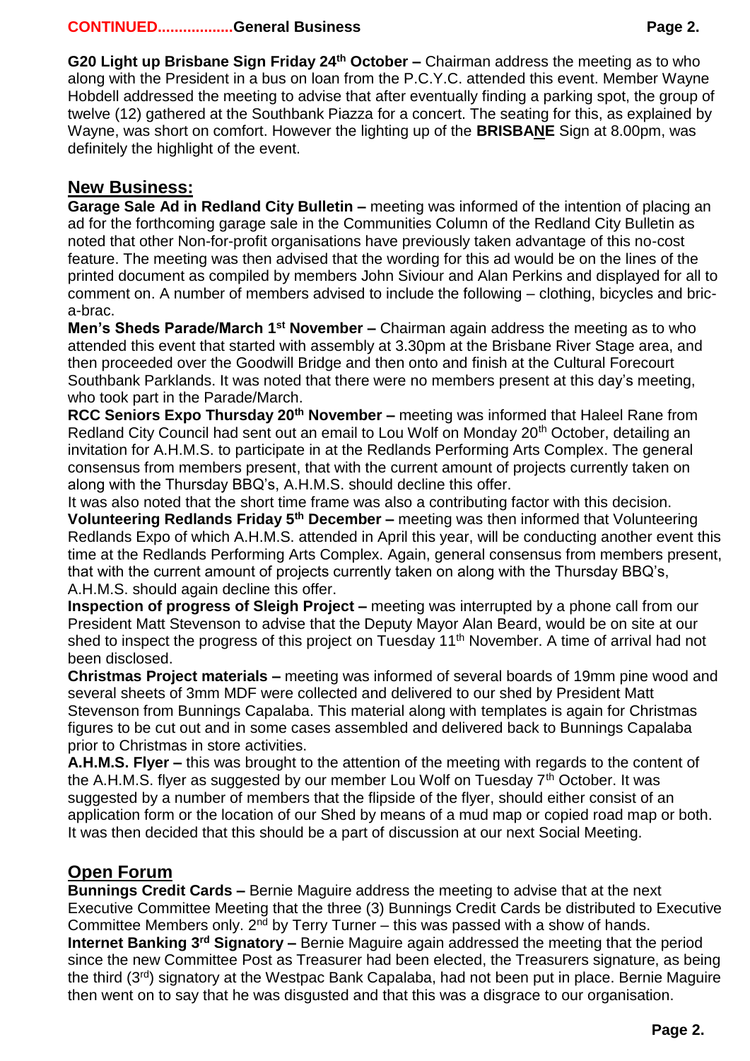**CONTINUED..................General Business**

**G20 Light up Brisbane Sign Friday 24th October –** Chairman address the meeting as to who along with the President in a bus on loan from the P.C.Y.C. attended this event. Member Wayne Hobdell addressed the meeting to advise that after eventually finding a parking spot, the group of twelve (12) gathered at the Southbank Piazza for a concert. The seating for this, as explained by Wayne, was short on comfort. However the lighting up of the **BRISBANE** Sign at 8.00pm, was definitely the highlight of the event.

## New Business:

**Garage Sale Ad in Redland City Bulletin –** meeting was informed of the intention of placing an ad for the forthcoming garage sale in the Communities Column of the Redland City Bulletin as noted that other Non-for-profit organisations have previously taken advantage of this no-cost feature. The meeting was then advised that the wording for this ad would be on the lines of the printed document as compiled by members John Siviour and Alan Perkins and displayed for all to comment on. A number of members advised to include the following – clothing, bicycles and bric-a-brac.

**Men's Sheds Parade/March 1st November –** Chairman again address the meeting as to who attended this event that started with assembly at 3.30pm at the Brisbane River Stage area, and then proceeded over the Goodwill Bridge and then onto and finish at the Cultural Forecourt Southbank Parklands. It was noted that there were no members present at this day's meeting, who took part in the Parade/March.

**RCC Seniors Expo Thursday 20th November –** meeting was informed that Haleel Rane from Redland City Council had sent out an email to Lou Wolf on Monday 20th October, detailing an invitation for A.H.M.S. to participate in at the Redlands Performing Arts Complex. The general consensus from members present, that with the current amount of projects currently taken on along with the Thursday BBQ's, A.H.M.S. should decline this offer.

It was also noted that the short time frame was also a contributing factor with this decision.

**Volunteering Redlands Friday 5th December –** meeting was then informed that Volunteering Redlands Expo of which A.H.M.S. attended in April this year, will be conducting another event this time at the Redlands Performing Arts Complex. Again, general consensus from members present, that with the current amount of projects currently taken on along with the Thursday BBQ's, A.H.M.S. should again decline this offer.

**Inspection of progress of Sleigh Project –** meeting was interrupted by a phone call from our President Matt Stevenson to advise that the Deputy Mayor Alan Beard, would be on site at our shed to inspect the progress of this project on Tuesday 11th November. A time of arrival had not been disclosed.

**Christmas Project materials –** meeting was informed of several boards of 19mm pine wood and several sheets of 3mm MDF were collected and delivered to our shed by President Matt Stevenson from Bunnings Capalaba. This material along with templates is again for Christmas figures to be cut out and in some cases assembled and delivered back to Bunnings Capalaba prior to Christmas in store activities.

**A.H.M.S. Flyer –** this was brought to the attention of the meeting with regards to the content of the A.H.M.S. flyer as suggested by our member Lou Wolf on Tuesday 7th October. It was suggested by a number of members that the flipside of the flyer, should either consist of an application form or the location of our Shed by means of a mud map or copied road map or both. It was then decided that this should be a part of discussion at our next Social Meeting.

## Open Forum

**Bunnings Credit Cards –** Bernie Maguire address the meeting to advise that at the next Executive Committee Meeting that the three (3) Bunnings Credit Cards be distributed to Executive Committee Members only. 2nd by Terry Turner – this was passed with a show of hands.

**Internet Banking 3rd Signatory –** Bernie Maguire again addressed the meeting that the period since the new Committee Post as Treasurer had been elected, the Treasurers signature, as being the third (3rd) signatory at the Westpac Bank Capalaba, had not been put in place. Bernie Maguire then went on to say that he was disgusted and that this was a disgrace to our organisation.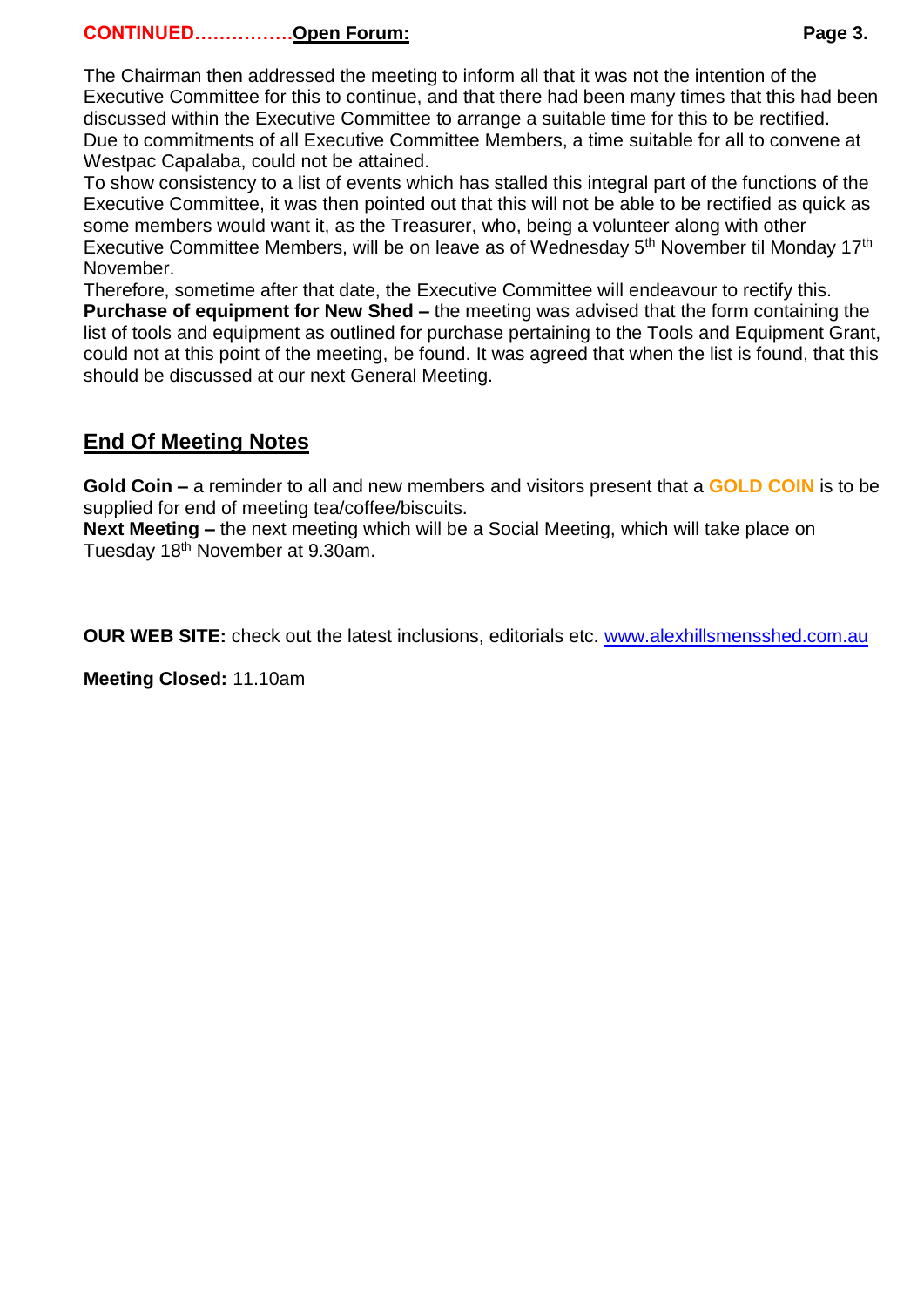**CONTINUED…………….Open Forum:**

The Chairman then addressed the meeting to inform all that it was not the intention of the Executive Committee for this to continue, and that there had been many times that this had been discussed within the Executive Committee to arrange a suitable time for this to be rectified.
Due to commitments of all Executive Committee Members, a time suitable for all to convene at Westpac Capalaba, could not be attained.
To show consistency to a list of events which has stalled this integral part of the functions of the Executive Committee, it was then pointed out that this will not be able to be rectified as quick as some members would want it, as the Treasurer, who, being a volunteer along with other Executive Committee Members, will be on leave as of Wednesday 5th November til Monday 17th November.
Therefore, sometime after that date, the Executive Committee will endeavour to rectify this.
**Purchase of equipment for New Shed –** the meeting was advised that the form containing the list of tools and equipment as outlined for purchase pertaining to the Tools and Equipment Grant, could not at this point of the meeting, be found. It was agreed that when the list is found, that this should be discussed at our next General Meeting.

## End Of Meeting Notes

**Gold Coin –** a reminder to all and new members and visitors present that a **GOLD COIN** is to be supplied for end of meeting tea/coffee/biscuits.
**Next Meeting –** the next meeting which will be a Social Meeting, which will take place on Tuesday 18th November at 9.30am.

**OUR WEB SITE:** check out the latest inclusions, editorials etc. www.alexhillsmensshed.com.au

**Meeting Closed:** 11.10am